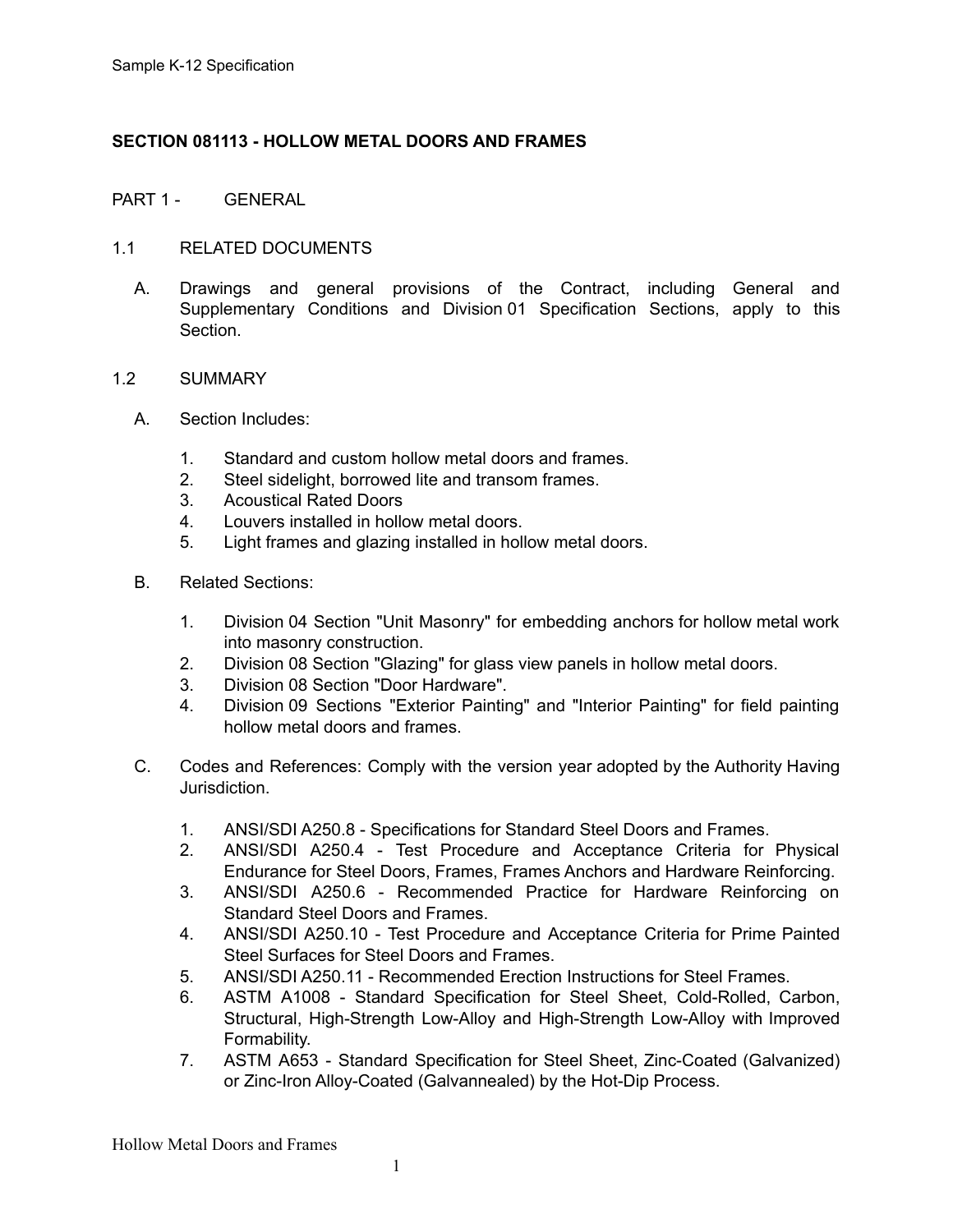## SECTION 081113 - HOLLOW METAL DOORS AND FRAMES

### PART 1 - GENERAL

#### 1.1 RELATED DOCUMENTS

A. Drawings and general provisions of the Contract, including General and Supplementary Conditions and Division 01 Specification Sections, apply to this Section.

#### 1.2 SUMMARY

A. Section Includes:

1. Standard and custom hollow metal doors and frames.
2. Steel sidelight, borrowed lite and transom frames.
3. Acoustical Rated Doors
4. Louvers installed in hollow metal doors.
5. Light frames and glazing installed in hollow metal doors.

B. Related Sections:

1. Division 04 Section "Unit Masonry" for embedding anchors for hollow metal work into masonry construction.
2. Division 08 Section "Glazing" for glass view panels in hollow metal doors.
3. Division 08 Section "Door Hardware".
4. Division 09 Sections "Exterior Painting" and "Interior Painting" for field painting hollow metal doors and frames.

C. Codes and References: Comply with the version year adopted by the Authority Having Jurisdiction.

1. ANSI/SDI A250.8 - Specifications for Standard Steel Doors and Frames.
2. ANSI/SDI A250.4 - Test Procedure and Acceptance Criteria for Physical Endurance for Steel Doors, Frames, Frames Anchors and Hardware Reinforcing.
3. ANSI/SDI A250.6 - Recommended Practice for Hardware Reinforcing on Standard Steel Doors and Frames.
4. ANSI/SDI A250.10 - Test Procedure and Acceptance Criteria for Prime Painted Steel Surfaces for Steel Doors and Frames.
5. ANSI/SDI A250.11 - Recommended Erection Instructions for Steel Frames.
6. ASTM A1008 - Standard Specification for Steel Sheet, Cold-Rolled, Carbon, Structural, High-Strength Low-Alloy and High-Strength Low-Alloy with Improved Formability.
7. ASTM A653 - Standard Specification for Steel Sheet, Zinc-Coated (Galvanized) or Zinc-Iron Alloy-Coated (Galvannealed) by the Hot-Dip Process.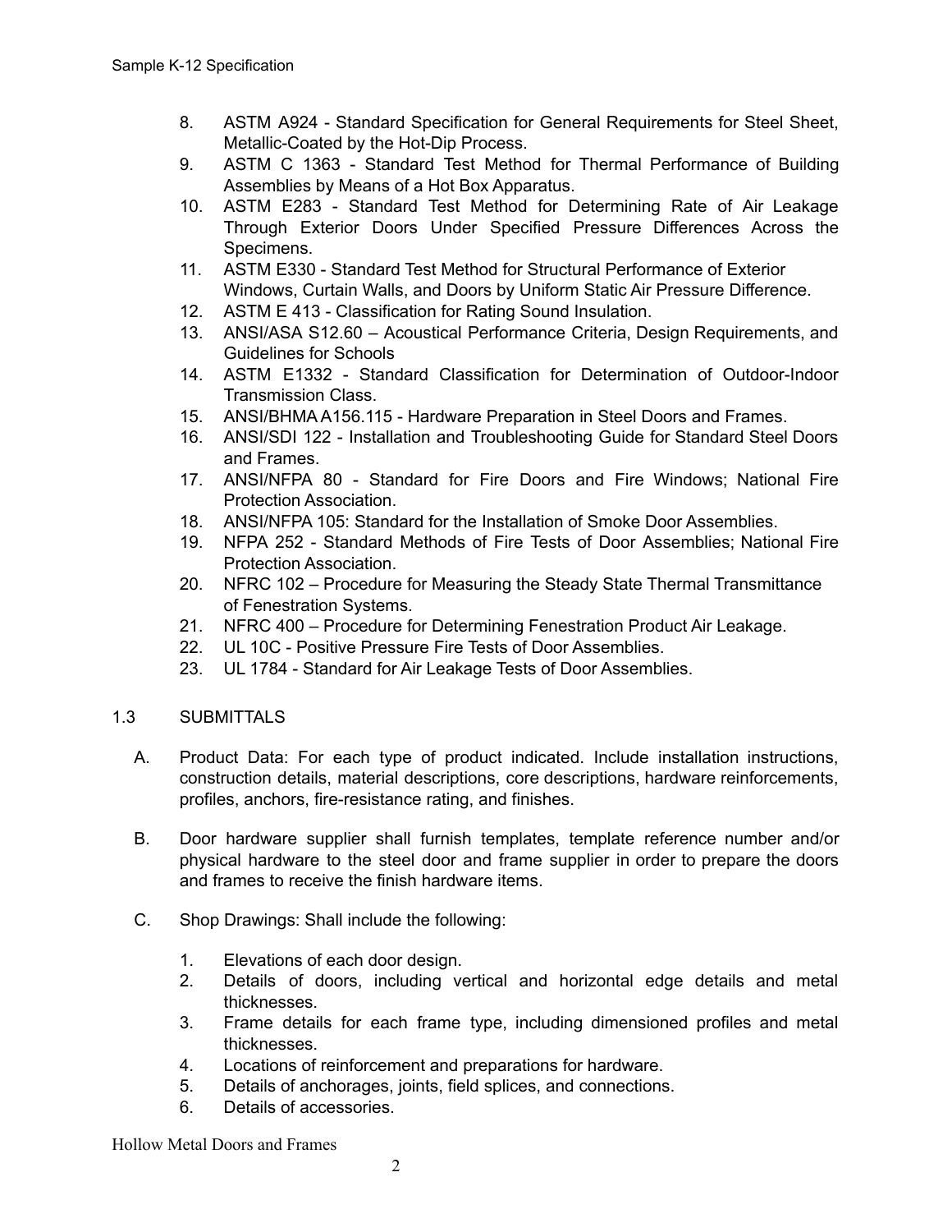8. ASTM A924 - Standard Specification for General Requirements for Steel Sheet, Metallic-Coated by the Hot-Dip Process.
9. ASTM C 1363 - Standard Test Method for Thermal Performance of Building Assemblies by Means of a Hot Box Apparatus.
10. ASTM E283 - Standard Test Method for Determining Rate of Air Leakage Through Exterior Doors Under Specified Pressure Differences Across the Specimens.
11. ASTM E330 - Standard Test Method for Structural Performance of Exterior Windows, Curtain Walls, and Doors by Uniform Static Air Pressure Difference.
12. ASTM E 413 - Classification for Rating Sound Insulation.
13. ANSI/ASA S12.60 – Acoustical Performance Criteria, Design Requirements, and Guidelines for Schools
14. ASTM E1332 - Standard Classification for Determination of Outdoor-Indoor Transmission Class.
15. ANSI/BHMA A156.115 - Hardware Preparation in Steel Doors and Frames.
16. ANSI/SDI 122 - Installation and Troubleshooting Guide for Standard Steel Doors and Frames.
17. ANSI/NFPA 80 - Standard for Fire Doors and Fire Windows; National Fire Protection Association.
18. ANSI/NFPA 105: Standard for the Installation of Smoke Door Assemblies.
19. NFPA 252 - Standard Methods of Fire Tests of Door Assemblies; National Fire Protection Association.
20. NFRC 102 – Procedure for Measuring the Steady State Thermal Transmittance of Fenestration Systems.
21. NFRC 400 – Procedure for Determining Fenestration Product Air Leakage.
22. UL 10C - Positive Pressure Fire Tests of Door Assemblies.
23. UL 1784 - Standard for Air Leakage Tests of Door Assemblies.

## 1.3 SUBMITTALS

A. Product Data: For each type of product indicated. Include installation instructions, construction details, material descriptions, core descriptions, hardware reinforcements, profiles, anchors, fire-resistance rating, and finishes.

B. Door hardware supplier shall furnish templates, template reference number and/or physical hardware to the steel door and frame supplier in order to prepare the doors and frames to receive the finish hardware items.

C. Shop Drawings: Shall include the following:

1. Elevations of each door design.
2. Details of doors, including vertical and horizontal edge details and metal thicknesses.
3. Frame details for each frame type, including dimensioned profiles and metal thicknesses.
4. Locations of reinforcement and preparations for hardware.
5. Details of anchorages, joints, field splices, and connections.
6. Details of accessories.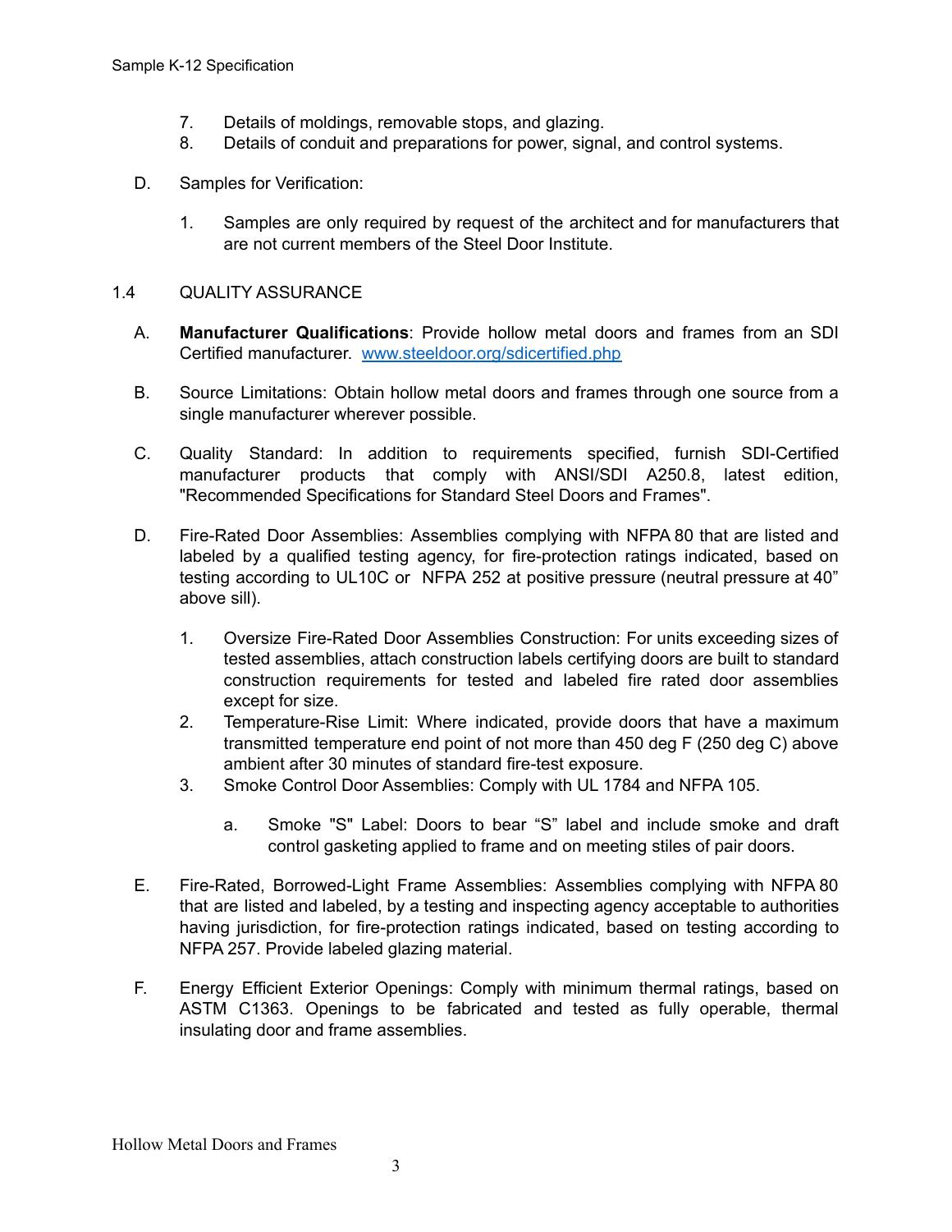7. Details of moldings, removable stops, and glazing.
8. Details of conduit and preparations for power, signal, and control systems.

D. Samples for Verification:

1. Samples are only required by request of the architect and for manufacturers that are not current members of the Steel Door Institute.

## 1.4 QUALITY ASSURANCE

A. **Manufacturer Qualifications**: Provide hollow metal doors and frames from an SDI Certified manufacturer. [www.steeldoor.org/sdicertified.php](www.steeldoor.org/sdicertified.php)

B. Source Limitations: Obtain hollow metal doors and frames through one source from a single manufacturer wherever possible.

C. Quality Standard: In addition to requirements specified, furnish SDI-Certified manufacturer products that comply with ANSI/SDI A250.8, latest edition, "Recommended Specifications for Standard Steel Doors and Frames".

D. Fire-Rated Door Assemblies: Assemblies complying with NFPA 80 that are listed and labeled by a qualified testing agency, for fire-protection ratings indicated, based on testing according to UL10C or NFPA 252 at positive pressure (neutral pressure at 40" above sill).

1. Oversize Fire-Rated Door Assemblies Construction: For units exceeding sizes of tested assemblies, attach construction labels certifying doors are built to standard construction requirements for tested and labeled fire rated door assemblies except for size.
2. Temperature-Rise Limit: Where indicated, provide doors that have a maximum transmitted temperature end point of not more than 450 deg F (250 deg C) above ambient after 30 minutes of standard fire-test exposure.
3. Smoke Control Door Assemblies: Comply with UL 1784 and NFPA 105.

   a. Smoke "S" Label: Doors to bear "S" label and include smoke and draft control gasketing applied to frame and on meeting stiles of pair doors.

E. Fire-Rated, Borrowed-Light Frame Assemblies: Assemblies complying with NFPA 80 that are listed and labeled, by a testing and inspecting agency acceptable to authorities having jurisdiction, for fire-protection ratings indicated, based on testing according to NFPA 257. Provide labeled glazing material.

F. Energy Efficient Exterior Openings: Comply with minimum thermal ratings, based on ASTM C1363. Openings to be fabricated and tested as fully operable, thermal insulating door and frame assemblies.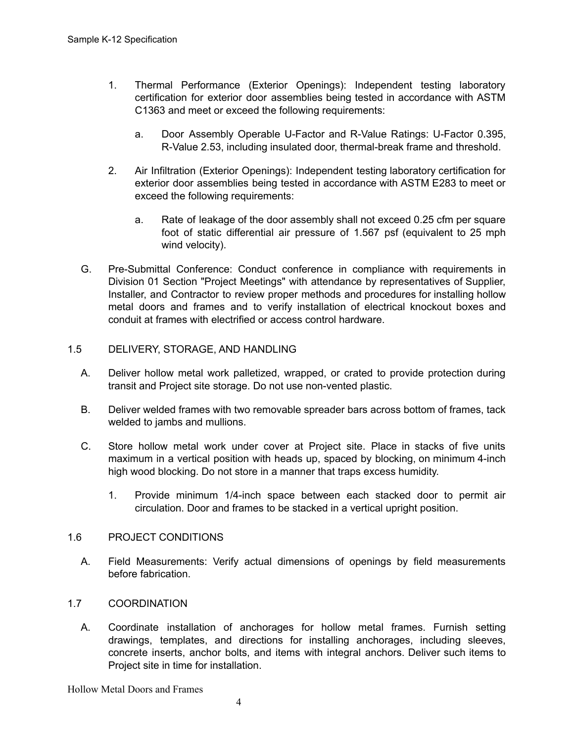1. Thermal Performance (Exterior Openings): Independent testing laboratory certification for exterior door assemblies being tested in accordance with ASTM C1363 and meet or exceed the following requirements:

    a. Door Assembly Operable U-Factor and R-Value Ratings: U-Factor 0.395, R-Value 2.53, including insulated door, thermal-break frame and threshold.

2. Air Infiltration (Exterior Openings): Independent testing laboratory certification for exterior door assemblies being tested in accordance with ASTM E283 to meet or exceed the following requirements:

    a. Rate of leakage of the door assembly shall not exceed 0.25 cfm per square foot of static differential air pressure of 1.567 psf (equivalent to 25 mph wind velocity).

G. Pre-Submittal Conference: Conduct conference in compliance with requirements in Division 01 Section "Project Meetings" with attendance by representatives of Supplier, Installer, and Contractor to review proper methods and procedures for installing hollow metal doors and frames and to verify installation of electrical knockout boxes and conduit at frames with electrified or access control hardware.

## 1.5 DELIVERY, STORAGE, AND HANDLING

A. Deliver hollow metal work palletized, wrapped, or crated to provide protection during transit and Project site storage. Do not use non-vented plastic.

B. Deliver welded frames with two removable spreader bars across bottom of frames, tack welded to jambs and mullions.

C. Store hollow metal work under cover at Project site. Place in stacks of five units maximum in a vertical position with heads up, spaced by blocking, on minimum 4-inch high wood blocking. Do not store in a manner that traps excess humidity.

    1. Provide minimum 1/4-inch space between each stacked door to permit air circulation. Door and frames to be stacked in a vertical upright position.

## 1.6 PROJECT CONDITIONS

A. Field Measurements: Verify actual dimensions of openings by field measurements before fabrication.

## 1.7 COORDINATION

A. Coordinate installation of anchorages for hollow metal frames. Furnish setting drawings, templates, and directions for installing anchorages, including sleeves, concrete inserts, anchor bolts, and items with integral anchors. Deliver such items to Project site in time for installation.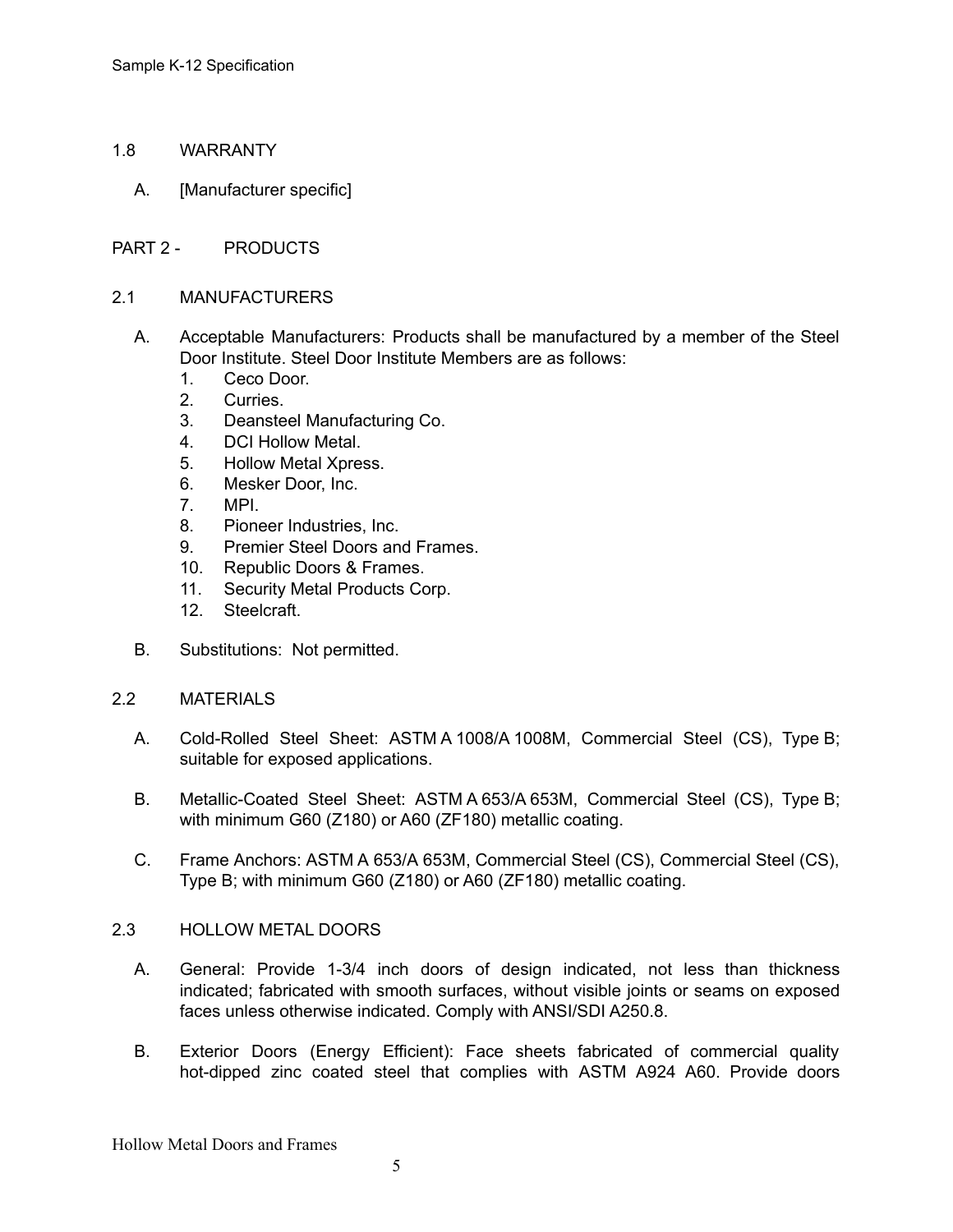## 1.8 WARRANTY

A. [Manufacturer specific]

# PART 2 - PRODUCTS

## 2.1 MANUFACTURERS

A. Acceptable Manufacturers: Products shall be manufactured by a member of the Steel Door Institute. Steel Door Institute Members are as follows:

1. Ceco Door.
2. Curries.
3. Deansteel Manufacturing Co.
4. DCI Hollow Metal.
5. Hollow Metal Xpress.
6. Mesker Door, Inc.
7. MPI.
8. Pioneer Industries, Inc.
9. Premier Steel Doors and Frames.
10. Republic Doors & Frames.
11. Security Metal Products Corp.
12. Steelcraft.

B. Substitutions: Not permitted.

## 2.2 MATERIALS

A. Cold-Rolled Steel Sheet: ASTM A 1008/A 1008M, Commercial Steel (CS), Type B; suitable for exposed applications.

B. Metallic-Coated Steel Sheet: ASTM A 653/A 653M, Commercial Steel (CS), Type B; with minimum G60 (Z180) or A60 (ZF180) metallic coating.

C. Frame Anchors: ASTM A 653/A 653M, Commercial Steel (CS), Commercial Steel (CS), Type B; with minimum G60 (Z180) or A60 (ZF180) metallic coating.

## 2.3 HOLLOW METAL DOORS

A. General: Provide 1-3/4 inch doors of design indicated, not less than thickness indicated; fabricated with smooth surfaces, without visible joints or seams on exposed faces unless otherwise indicated. Comply with ANSI/SDI A250.8.

B. Exterior Doors (Energy Efficient): Face sheets fabricated of commercial quality hot-dipped zinc coated steel that complies with ASTM A924 A60. Provide doors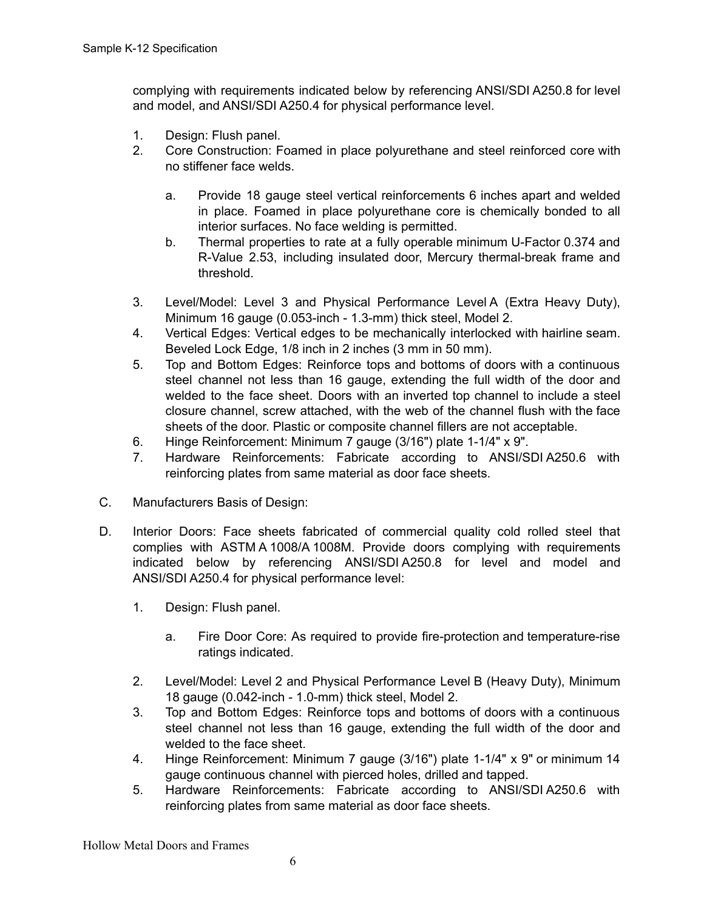complying with requirements indicated below by referencing ANSI/SDI A250.8 for level and model, and ANSI/SDI A250.4 for physical performance level.

1. Design: Flush panel.
2. Core Construction: Foamed in place polyurethane and steel reinforced core with no stiffener face welds.

    a. Provide 18 gauge steel vertical reinforcements 6 inches apart and welded in place. Foamed in place polyurethane core is chemically bonded to all interior surfaces. No face welding is permitted.
    b. Thermal properties to rate at a fully operable minimum U-Factor 0.374 and R-Value 2.53, including insulated door, Mercury thermal-break frame and threshold.

3. Level/Model: Level 3 and Physical Performance Level A (Extra Heavy Duty), Minimum 16 gauge (0.053-inch - 1.3-mm) thick steel, Model 2.
4. Vertical Edges: Vertical edges to be mechanically interlocked with hairline seam. Beveled Lock Edge, 1/8 inch in 2 inches (3 mm in 50 mm).
5. Top and Bottom Edges: Reinforce tops and bottoms of doors with a continuous steel channel not less than 16 gauge, extending the full width of the door and welded to the face sheet. Doors with an inverted top channel to include a steel closure channel, screw attached, with the web of the channel flush with the face sheets of the door. Plastic or composite channel fillers are not acceptable.
6. Hinge Reinforcement: Minimum 7 gauge (3/16") plate 1-1/4" x 9".
7. Hardware Reinforcements: Fabricate according to ANSI/SDI A250.6 with reinforcing plates from same material as door face sheets.

C. Manufacturers Basis of Design:

D. Interior Doors: Face sheets fabricated of commercial quality cold rolled steel that complies with ASTM A 1008/A 1008M. Provide doors complying with requirements indicated below by referencing ANSI/SDI A250.8 for level and model and ANSI/SDI A250.4 for physical performance level:

1. Design: Flush panel.

    a. Fire Door Core: As required to provide fire-protection and temperature-rise ratings indicated.

2. Level/Model: Level 2 and Physical Performance Level B (Heavy Duty), Minimum 18 gauge (0.042-inch - 1.0-mm) thick steel, Model 2.
3. Top and Bottom Edges: Reinforce tops and bottoms of doors with a continuous steel channel not less than 16 gauge, extending the full width of the door and welded to the face sheet.
4. Hinge Reinforcement: Minimum 7 gauge (3/16") plate 1-1/4" x 9" or minimum 14 gauge continuous channel with pierced holes, drilled and tapped.
5. Hardware Reinforcements: Fabricate according to ANSI/SDI A250.6 with reinforcing plates from same material as door face sheets.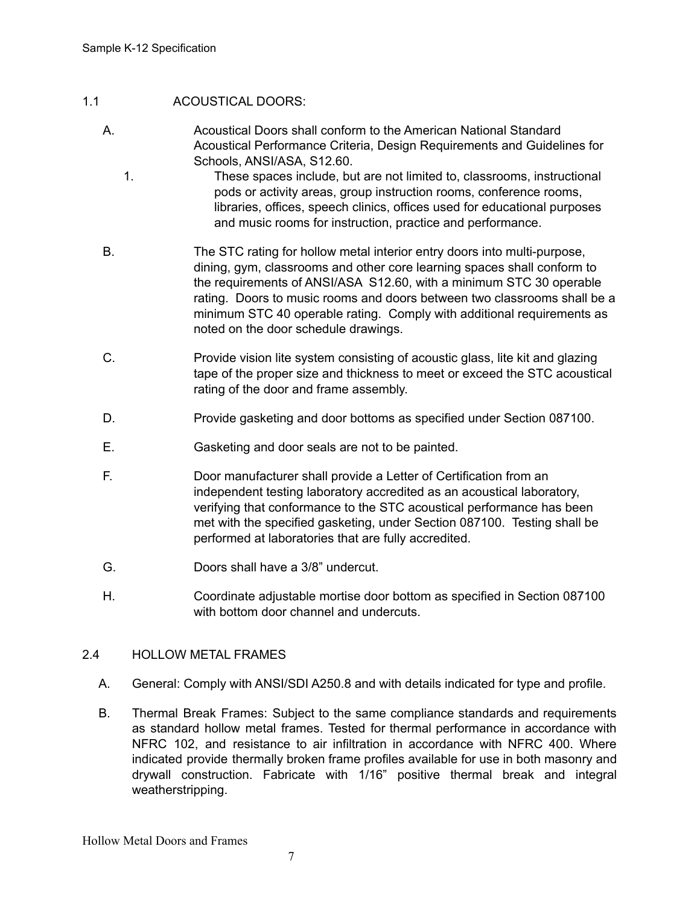## 1.1 ACOUSTICAL DOORS:

A. Acoustical Doors shall conform to the American National Standard Acoustical Performance Criteria, Design Requirements and Guidelines for Schools, ANSI/ASA, S12.60.

1. These spaces include, but are not limited to, classrooms, instructional pods or activity areas, group instruction rooms, conference rooms, libraries, offices, speech clinics, offices used for educational purposes and music rooms for instruction, practice and performance.

B. The STC rating for hollow metal interior entry doors into multi-purpose, dining, gym, classrooms and other core learning spaces shall conform to the requirements of ANSI/ASA S12.60, with a minimum STC 30 operable rating. Doors to music rooms and doors between two classrooms shall be a minimum STC 40 operable rating. Comply with additional requirements as noted on the door schedule drawings.

C. Provide vision lite system consisting of acoustic glass, lite kit and glazing tape of the proper size and thickness to meet or exceed the STC acoustical rating of the door and frame assembly.

D. Provide gasketing and door bottoms as specified under Section 087100.

E. Gasketing and door seals are not to be painted.

F. Door manufacturer shall provide a Letter of Certification from an independent testing laboratory accredited as an acoustical laboratory, verifying that conformance to the STC acoustical performance has been met with the specified gasketing, under Section 087100. Testing shall be performed at laboratories that are fully accredited.

G. Doors shall have a 3/8" undercut.

H. Coordinate adjustable mortise door bottom as specified in Section 087100 with bottom door channel and undercuts.

## 2.4 HOLLOW METAL FRAMES

A. General: Comply with ANSI/SDI A250.8 and with details indicated for type and profile.

B. Thermal Break Frames: Subject to the same compliance standards and requirements as standard hollow metal frames. Tested for thermal performance in accordance with NFRC 102, and resistance to air infiltration in accordance with NFRC 400. Where indicated provide thermally broken frame profiles available for use in both masonry and drywall construction. Fabricate with 1/16" positive thermal break and integral weatherstripping.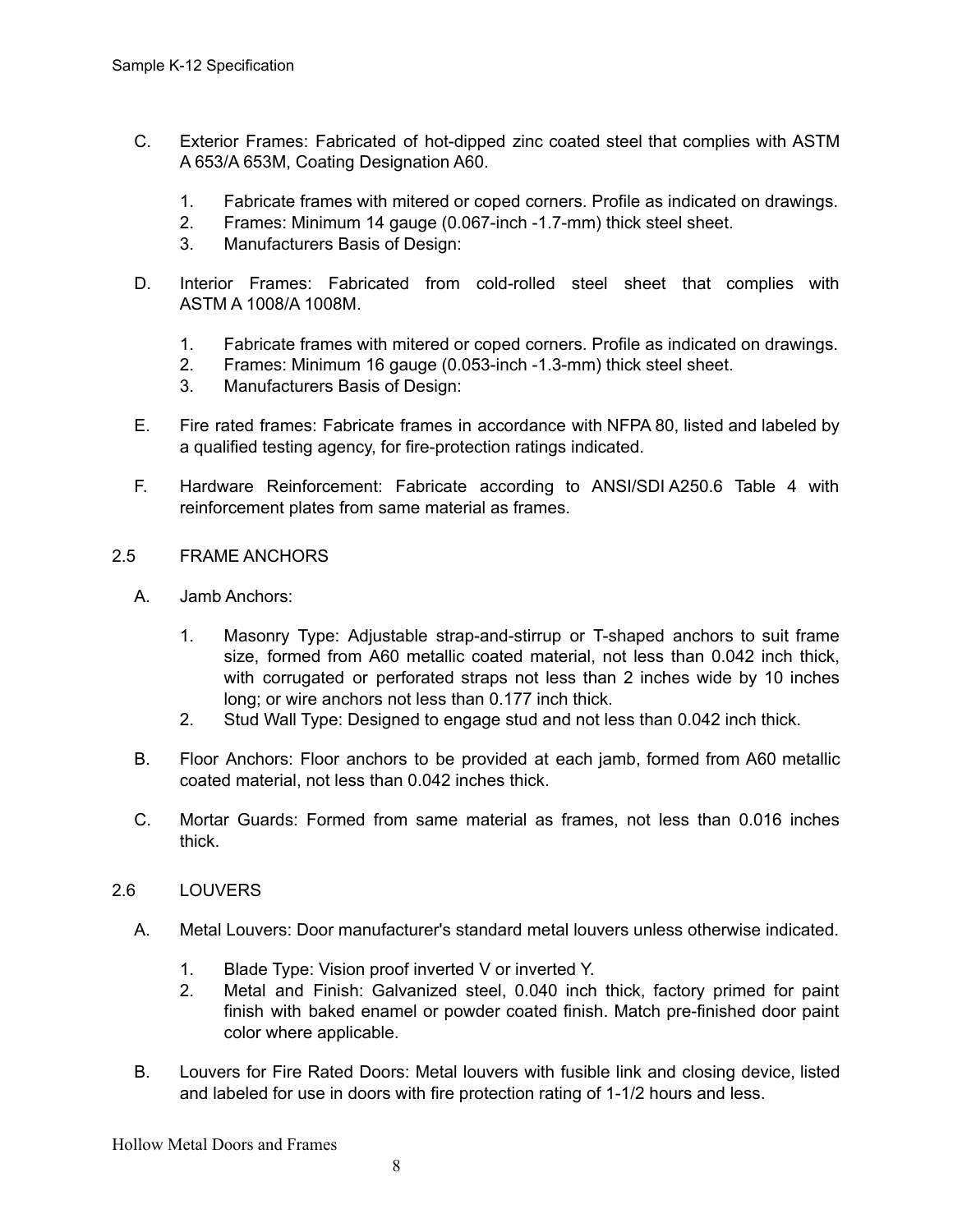C. Exterior Frames: Fabricated of hot-dipped zinc coated steel that complies with ASTM A 653/A 653M, Coating Designation A60.

   1. Fabricate frames with mitered or coped corners. Profile as indicated on drawings.
   2. Frames: Minimum 14 gauge (0.067-inch -1.7-mm) thick steel sheet.
   3. Manufacturers Basis of Design:

D. Interior Frames: Fabricated from cold-rolled steel sheet that complies with ASTM A 1008/A 1008M.

   1. Fabricate frames with mitered or coped corners. Profile as indicated on drawings.
   2. Frames: Minimum 16 gauge (0.053-inch -1.3-mm) thick steel sheet.
   3. Manufacturers Basis of Design:

E. Fire rated frames: Fabricate frames in accordance with NFPA 80, listed and labeled by a qualified testing agency, for fire-protection ratings indicated.

F. Hardware Reinforcement: Fabricate according to ANSI/SDI A250.6 Table 4 with reinforcement plates from same material as frames.

## 2.5 FRAME ANCHORS

A. Jamb Anchors:

   1. Masonry Type: Adjustable strap-and-stirrup or T-shaped anchors to suit frame size, formed from A60 metallic coated material, not less than 0.042 inch thick, with corrugated or perforated straps not less than 2 inches wide by 10 inches long; or wire anchors not less than 0.177 inch thick.
   2. Stud Wall Type: Designed to engage stud and not less than 0.042 inch thick.

B. Floor Anchors: Floor anchors to be provided at each jamb, formed from A60 metallic coated material, not less than 0.042 inches thick.

C. Mortar Guards: Formed from same material as frames, not less than 0.016 inches thick.

## 2.6 LOUVERS

A. Metal Louvers: Door manufacturer's standard metal louvers unless otherwise indicated.

   1. Blade Type: Vision proof inverted V or inverted Y.
   2. Metal and Finish: Galvanized steel, 0.040 inch thick, factory primed for paint finish with baked enamel or powder coated finish. Match pre-finished door paint color where applicable.

B. Louvers for Fire Rated Doors: Metal louvers with fusible link and closing device, listed and labeled for use in doors with fire protection rating of 1-1/2 hours and less.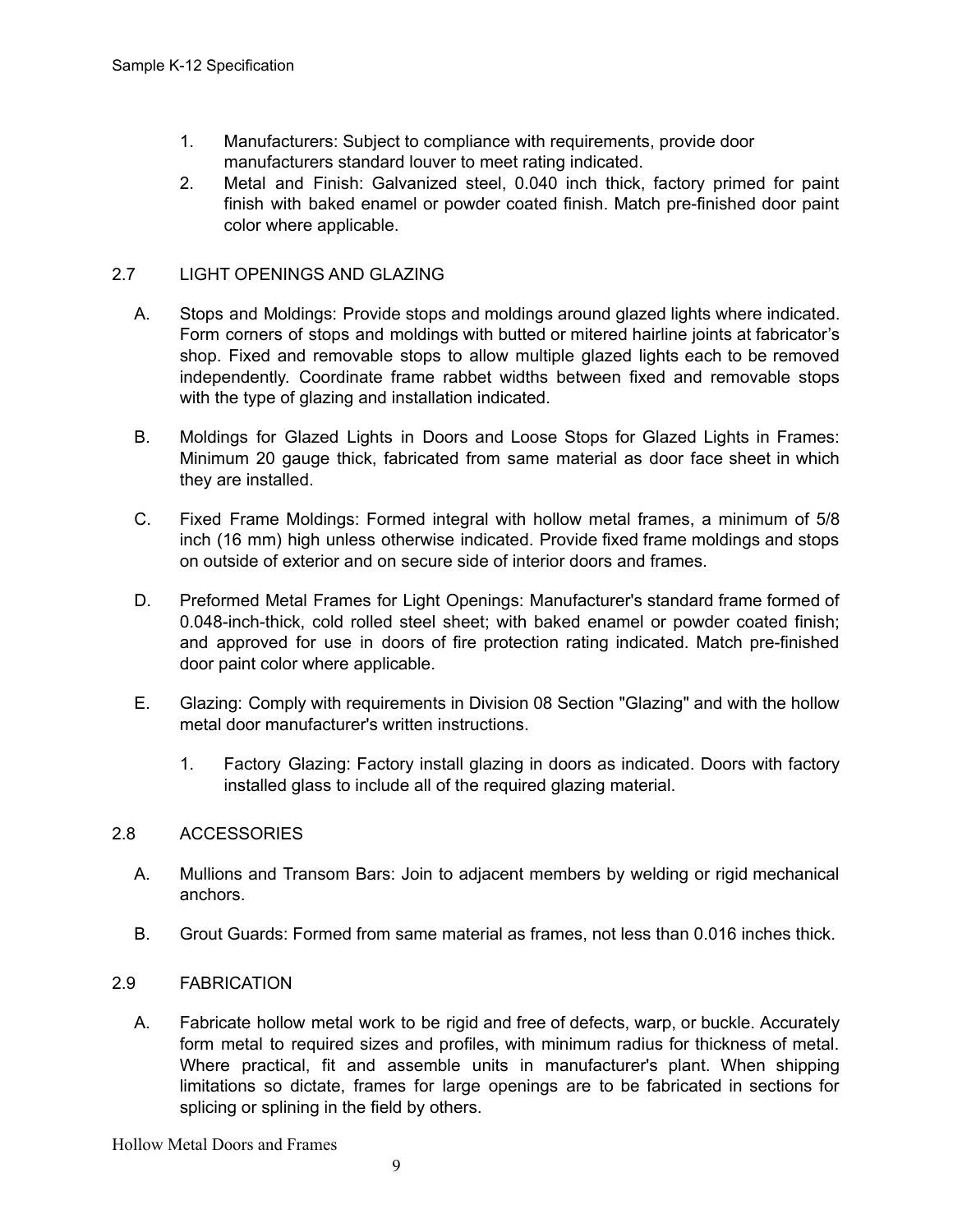1. Manufacturers: Subject to compliance with requirements, provide door manufacturers standard louver to meet rating indicated.
2. Metal and Finish: Galvanized steel, 0.040 inch thick, factory primed for paint finish with baked enamel or powder coated finish. Match pre-finished door paint color where applicable.

## 2.7 LIGHT OPENINGS AND GLAZING

A. Stops and Moldings: Provide stops and moldings around glazed lights where indicated. Form corners of stops and moldings with butted or mitered hairline joints at fabricator's shop. Fixed and removable stops to allow multiple glazed lights each to be removed independently. Coordinate frame rabbet widths between fixed and removable stops with the type of glazing and installation indicated.

B. Moldings for Glazed Lights in Doors and Loose Stops for Glazed Lights in Frames: Minimum 20 gauge thick, fabricated from same material as door face sheet in which they are installed.

C. Fixed Frame Moldings: Formed integral with hollow metal frames, a minimum of 5/8 inch (16 mm) high unless otherwise indicated. Provide fixed frame moldings and stops on outside of exterior and on secure side of interior doors and frames.

D. Preformed Metal Frames for Light Openings: Manufacturer's standard frame formed of 0.048-inch-thick, cold rolled steel sheet; with baked enamel or powder coated finish; and approved for use in doors of fire protection rating indicated. Match pre-finished door paint color where applicable.

E. Glazing: Comply with requirements in Division 08 Section "Glazing" and with the hollow metal door manufacturer's written instructions.

   1. Factory Glazing: Factory install glazing in doors as indicated. Doors with factory installed glass to include all of the required glazing material.

## 2.8 ACCESSORIES

A. Mullions and Transom Bars: Join to adjacent members by welding or rigid mechanical anchors.

B. Grout Guards: Formed from same material as frames, not less than 0.016 inches thick.

## 2.9 FABRICATION

A. Fabricate hollow metal work to be rigid and free of defects, warp, or buckle. Accurately form metal to required sizes and profiles, with minimum radius for thickness of metal. Where practical, fit and assemble units in manufacturer's plant. When shipping limitations so dictate, frames for large openings are to be fabricated in sections for splicing or splining in the field by others.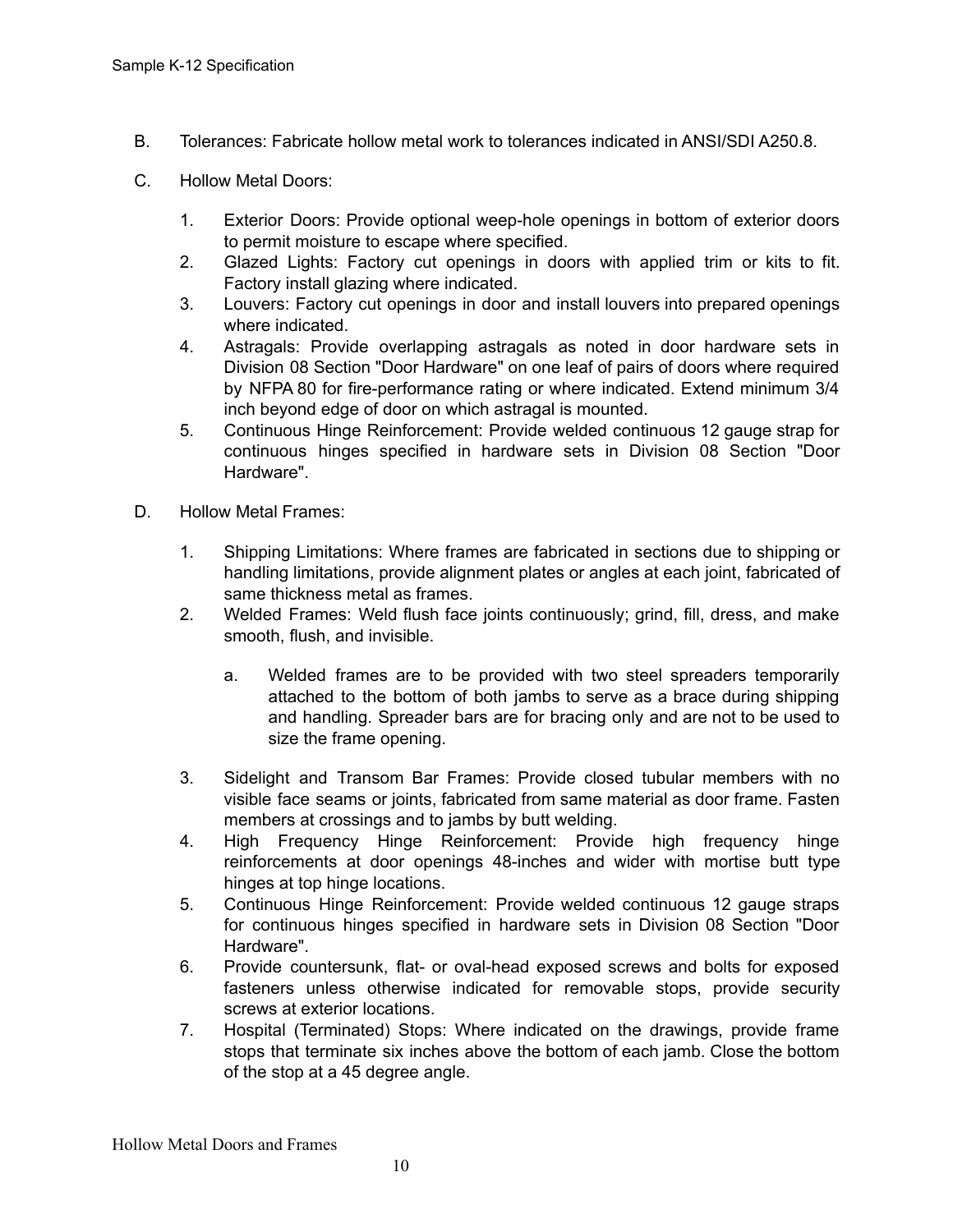B. Tolerances: Fabricate hollow metal work to tolerances indicated in ANSI/SDI A250.8.

C. Hollow Metal Doors:

1. Exterior Doors: Provide optional weep-hole openings in bottom of exterior doors to permit moisture to escape where specified.
2. Glazed Lights: Factory cut openings in doors with applied trim or kits to fit. Factory install glazing where indicated.
3. Louvers: Factory cut openings in door and install louvers into prepared openings where indicated.
4. Astragals: Provide overlapping astragals as noted in door hardware sets in Division 08 Section "Door Hardware" on one leaf of pairs of doors where required by NFPA 80 for fire-performance rating or where indicated. Extend minimum 3/4 inch beyond edge of door on which astragal is mounted.
5. Continuous Hinge Reinforcement: Provide welded continuous 12 gauge strap for continuous hinges specified in hardware sets in Division 08 Section "Door Hardware".

D. Hollow Metal Frames:

1. Shipping Limitations: Where frames are fabricated in sections due to shipping or handling limitations, provide alignment plates or angles at each joint, fabricated of same thickness metal as frames.
2. Welded Frames: Weld flush face joints continuously; grind, fill, dress, and make smooth, flush, and invisible.

   a. Welded frames are to be provided with two steel spreaders temporarily attached to the bottom of both jambs to serve as a brace during shipping and handling. Spreader bars are for bracing only and are not to be used to size the frame opening.

3. Sidelight and Transom Bar Frames: Provide closed tubular members with no visible face seams or joints, fabricated from same material as door frame. Fasten members at crossings and to jambs by butt welding.
4. High Frequency Hinge Reinforcement: Provide high frequency hinge reinforcements at door openings 48-inches and wider with mortise butt type hinges at top hinge locations.
5. Continuous Hinge Reinforcement: Provide welded continuous 12 gauge straps for continuous hinges specified in hardware sets in Division 08 Section "Door Hardware".
6. Provide countersunk, flat- or oval-head exposed screws and bolts for exposed fasteners unless otherwise indicated for removable stops, provide security screws at exterior locations.
7. Hospital (Terminated) Stops: Where indicated on the drawings, provide frame stops that terminate six inches above the bottom of each jamb. Close the bottom of the stop at a 45 degree angle.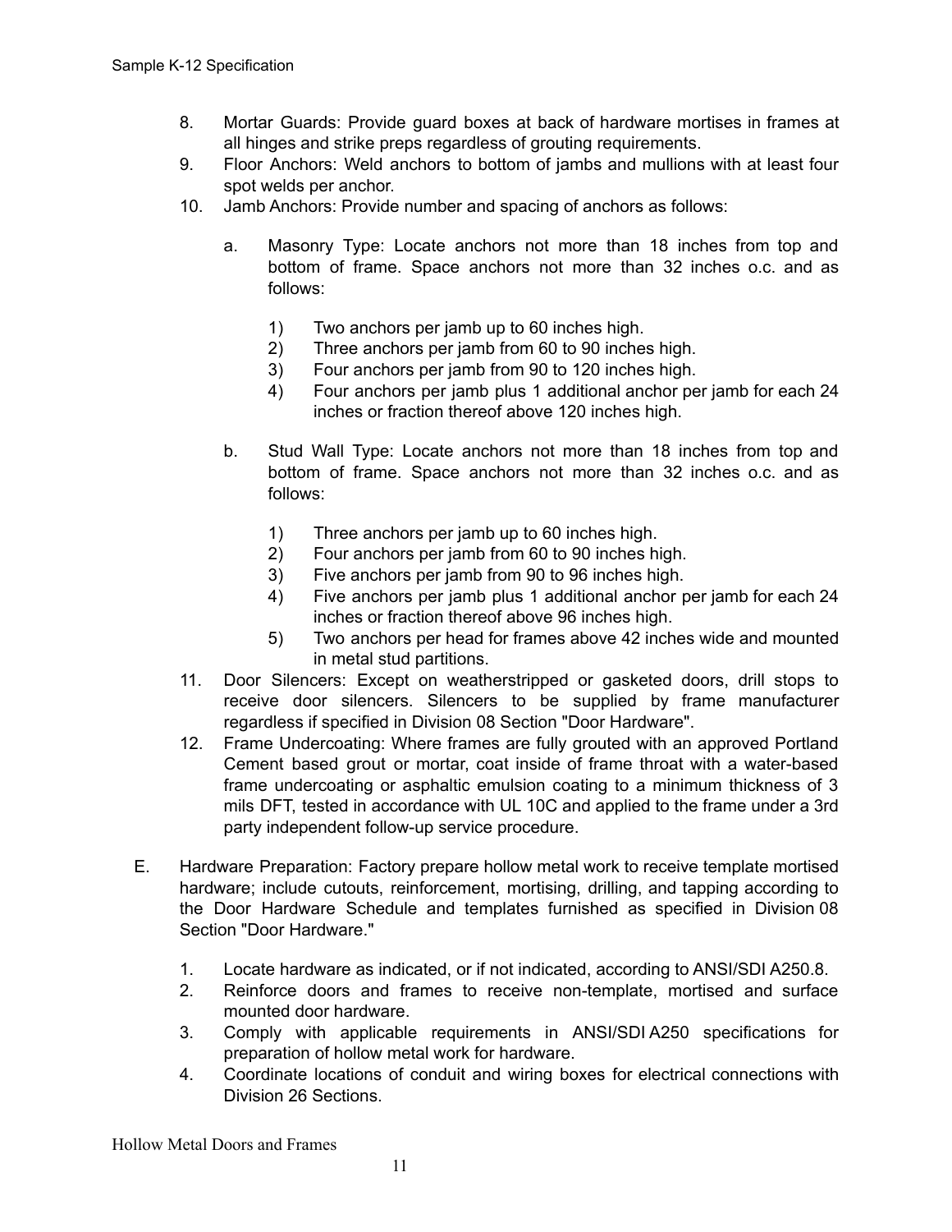8. Mortar Guards: Provide guard boxes at back of hardware mortises in frames at all hinges and strike preps regardless of grouting requirements.
9. Floor Anchors: Weld anchors to bottom of jambs and mullions with at least four spot welds per anchor.
10. Jamb Anchors: Provide number and spacing of anchors as follows:

    a. Masonry Type: Locate anchors not more than 18 inches from top and bottom of frame. Space anchors not more than 32 inches o.c. and as follows:

        1) Two anchors per jamb up to 60 inches high.
        2) Three anchors per jamb from 60 to 90 inches high.
        3) Four anchors per jamb from 90 to 120 inches high.
        4) Four anchors per jamb plus 1 additional anchor per jamb for each 24 inches or fraction thereof above 120 inches high.

    b. Stud Wall Type: Locate anchors not more than 18 inches from top and bottom of frame. Space anchors not more than 32 inches o.c. and as follows:

        1) Three anchors per jamb up to 60 inches high.
        2) Four anchors per jamb from 60 to 90 inches high.
        3) Five anchors per jamb from 90 to 96 inches high.
        4) Five anchors per jamb plus 1 additional anchor per jamb for each 24 inches or fraction thereof above 96 inches high.
        5) Two anchors per head for frames above 42 inches wide and mounted in metal stud partitions.

11. Door Silencers: Except on weatherstripped or gasketed doors, drill stops to receive door silencers. Silencers to be supplied by frame manufacturer regardless if specified in Division 08 Section "Door Hardware".
12. Frame Undercoating: Where frames are fully grouted with an approved Portland Cement based grout or mortar, coat inside of frame throat with a water-based frame undercoating or asphaltic emulsion coating to a minimum thickness of 3 mils DFT, tested in accordance with UL 10C and applied to the frame under a 3rd party independent follow-up service procedure.

E. Hardware Preparation: Factory prepare hollow metal work to receive template mortised hardware; include cutouts, reinforcement, mortising, drilling, and tapping according to the Door Hardware Schedule and templates furnished as specified in Division 08 Section "Door Hardware."

    1. Locate hardware as indicated, or if not indicated, according to ANSI/SDI A250.8.
    2. Reinforce doors and frames to receive non-template, mortised and surface mounted door hardware.
    3. Comply with applicable requirements in ANSI/SDI A250 specifications for preparation of hollow metal work for hardware.
    4. Coordinate locations of conduit and wiring boxes for electrical connections with Division 26 Sections.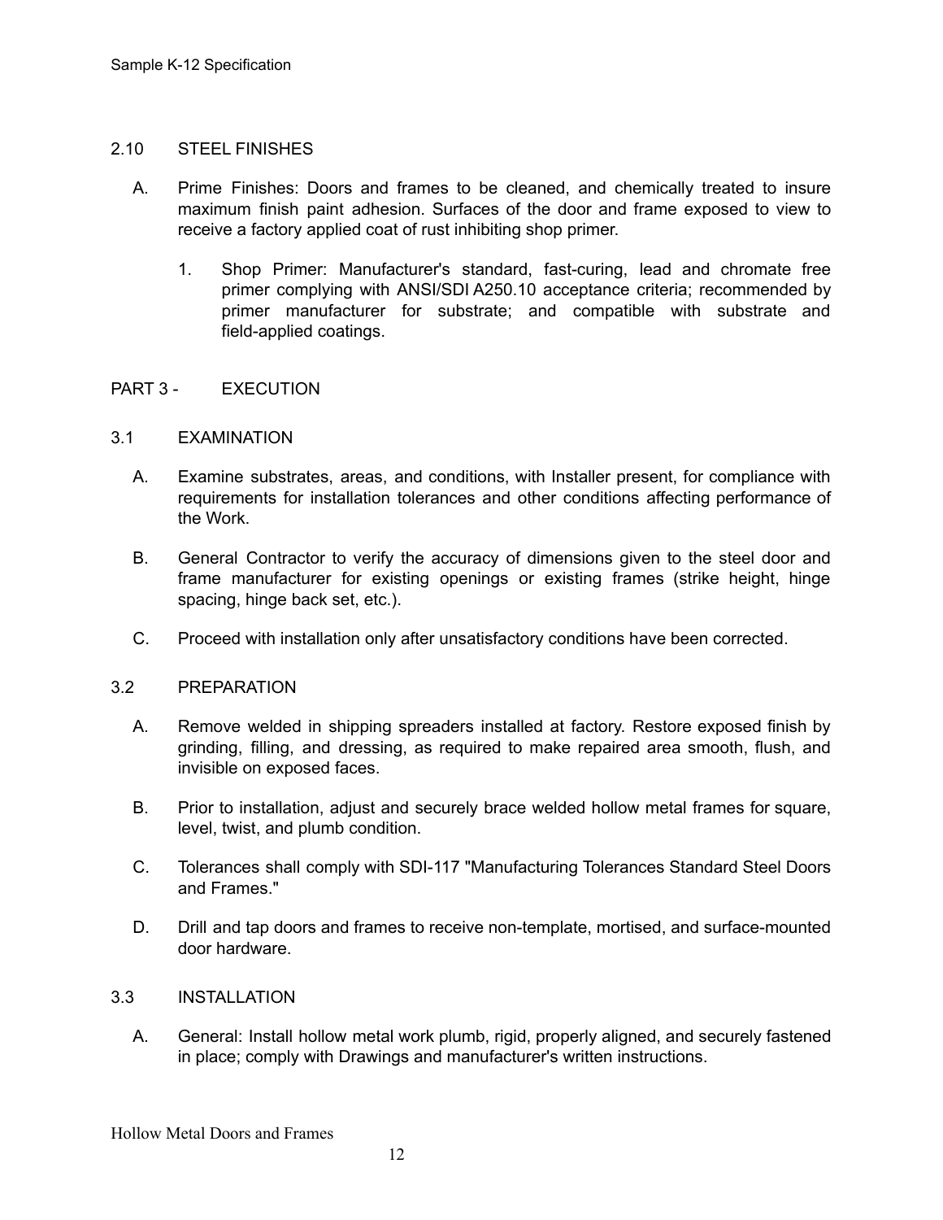## 2.10 STEEL FINISHES

A. Prime Finishes: Doors and frames to be cleaned, and chemically treated to insure maximum finish paint adhesion. Surfaces of the door and frame exposed to view to receive a factory applied coat of rust inhibiting shop primer.

   1. Shop Primer: Manufacturer's standard, fast-curing, lead and chromate free primer complying with ANSI/SDI A250.10 acceptance criteria; recommended by primer manufacturer for substrate; and compatible with substrate and field-applied coatings.

# PART 3 - EXECUTION

## 3.1 EXAMINATION

A. Examine substrates, areas, and conditions, with Installer present, for compliance with requirements for installation tolerances and other conditions affecting performance of the Work.

B. General Contractor to verify the accuracy of dimensions given to the steel door and frame manufacturer for existing openings or existing frames (strike height, hinge spacing, hinge back set, etc.).

C. Proceed with installation only after unsatisfactory conditions have been corrected.

## 3.2 PREPARATION

A. Remove welded in shipping spreaders installed at factory. Restore exposed finish by grinding, filling, and dressing, as required to make repaired area smooth, flush, and invisible on exposed faces.

B. Prior to installation, adjust and securely brace welded hollow metal frames for square, level, twist, and plumb condition.

C. Tolerances shall comply with SDI-117 "Manufacturing Tolerances Standard Steel Doors and Frames."

D. Drill and tap doors and frames to receive non-template, mortised, and surface-mounted door hardware.

## 3.3 INSTALLATION

A. General: Install hollow metal work plumb, rigid, properly aligned, and securely fastened in place; comply with Drawings and manufacturer's written instructions.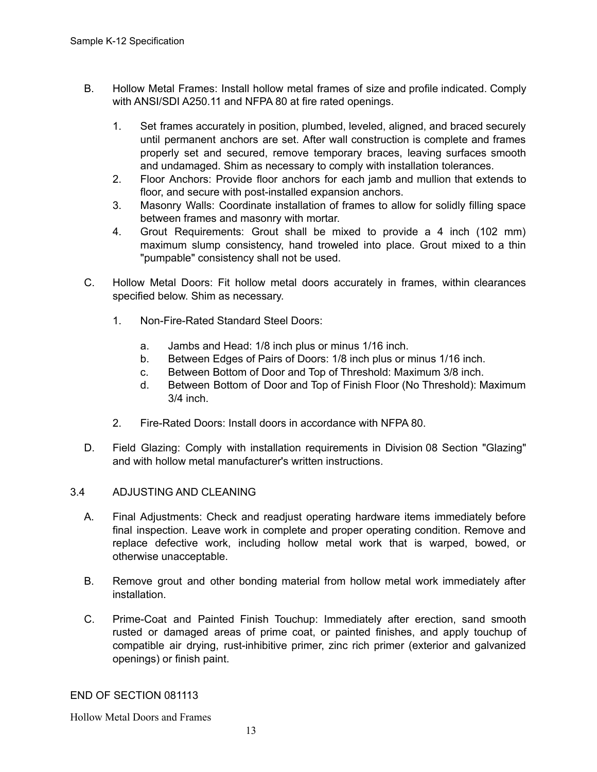B. Hollow Metal Frames: Install hollow metal frames of size and profile indicated. Comply with ANSI/SDI A250.11 and NFPA 80 at fire rated openings.

1. Set frames accurately in position, plumbed, leveled, aligned, and braced securely until permanent anchors are set. After wall construction is complete and frames properly set and secured, remove temporary braces, leaving surfaces smooth and undamaged. Shim as necessary to comply with installation tolerances.
2. Floor Anchors: Provide floor anchors for each jamb and mullion that extends to floor, and secure with post-installed expansion anchors.
3. Masonry Walls: Coordinate installation of frames to allow for solidly filling space between frames and masonry with mortar.
4. Grout Requirements: Grout shall be mixed to provide a 4 inch (102 mm) maximum slump consistency, hand troweled into place. Grout mixed to a thin "pumpable" consistency shall not be used.

C. Hollow Metal Doors: Fit hollow metal doors accurately in frames, within clearances specified below. Shim as necessary.

1. Non-Fire-Rated Standard Steel Doors:
   a. Jambs and Head: 1/8 inch plus or minus 1/16 inch.
   b. Between Edges of Pairs of Doors: 1/8 inch plus or minus 1/16 inch.
   c. Between Bottom of Door and Top of Threshold: Maximum 3/8 inch.
   d. Between Bottom of Door and Top of Finish Floor (No Threshold): Maximum 3/4 inch.
2. Fire-Rated Doors: Install doors in accordance with NFPA 80.

D. Field Glazing: Comply with installation requirements in Division 08 Section "Glazing" and with hollow metal manufacturer's written instructions.

## 3.4 ADJUSTING AND CLEANING

A. Final Adjustments: Check and readjust operating hardware items immediately before final inspection. Leave work in complete and proper operating condition. Remove and replace defective work, including hollow metal work that is warped, bowed, or otherwise unacceptable.

B. Remove grout and other bonding material from hollow metal work immediately after installation.

C. Prime-Coat and Painted Finish Touchup: Immediately after erection, sand smooth rusted or damaged areas of prime coat, or painted finishes, and apply touchup of compatible air drying, rust-inhibitive primer, zinc rich primer (exterior and galvanized openings) or finish paint.

END OF SECTION 081113